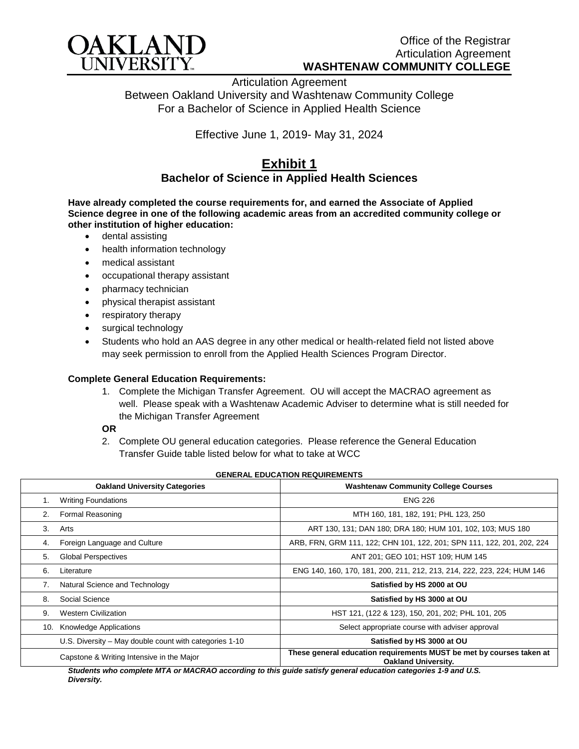OAKLAND UNIVERSITY

Office of the Registrar
Articulation Agreement
**WASHTENAW COMMUNITY COLLEGE**

Articulation Agreement
Between Oakland University and Washtenaw Community College
For a Bachelor of Science in Applied Health Science

Effective June 1, 2019- May 31, 2024

## Exhibit 1

### Bachelor of Science in Applied Health Sciences

**Have already completed the course requirements for, and earned the Associate of Applied Science degree in one of the following academic areas from an accredited community college or other institution of higher education:**

- dental assisting
- health information technology
- medical assistant
- occupational therapy assistant
- pharmacy technician
- physical therapist assistant
- respiratory therapy
- surgical technology
- Students who hold an AAS degree in any other medical or health-related field not listed above may seek permission to enroll from the Applied Health Sciences Program Director.

**Complete General Education Requirements:**

1. Complete the Michigan Transfer Agreement. OU will accept the MACRAO agreement as well. Please speak with a Washtenaw Academic Adviser to determine what is still needed for the Michigan Transfer Agreement

**OR**

2. Complete OU general education categories. Please reference the General Education Transfer Guide table listed below for what to take at WCC

**GENERAL EDUCATION REQUIREMENTS**

| Oakland University Categories | Washtenaw Community College Courses |
|---|---|
| 1. Writing Foundations | ENG 226 |
| 2. Formal Reasoning | MTH 160, 181, 182, 191; PHL 123, 250 |
| 3. Arts | ART 130, 131; DAN 180; DRA 180; HUM 101, 102, 103; MUS 180 |
| 4. Foreign Language and Culture | ARB, FRN, GRM 111, 122; CHN 101, 122, 201; SPN 111, 122, 201, 202, 224 |
| 5. Global Perspectives | ANT 201; GEO 101; HST 109; HUM 145 |
| 6. Literature | ENG 140, 160, 170, 181, 200, 211, 212, 213, 214, 222, 223, 224; HUM 146 |
| 7. Natural Science and Technology | **Satisfied by HS 2000 at OU** |
| 8. Social Science | **Satisfied by HS 3000 at OU** |
| 9. Western Civilization | HST 121, (122 & 123), 150, 201, 202; PHL 101, 205 |
| 10. Knowledge Applications | Select appropriate course with adviser approval |
| U.S. Diversity – May double count with categories 1-10 | **Satisfied by HS 3000 at OU** |
| Capstone & Writing Intensive in the Major | **These general education requirements MUST be met by courses taken at Oakland University.** |

***Students who complete MTA or MACRAO according to this guide satisfy general education categories 1-9 and U.S. Diversity.***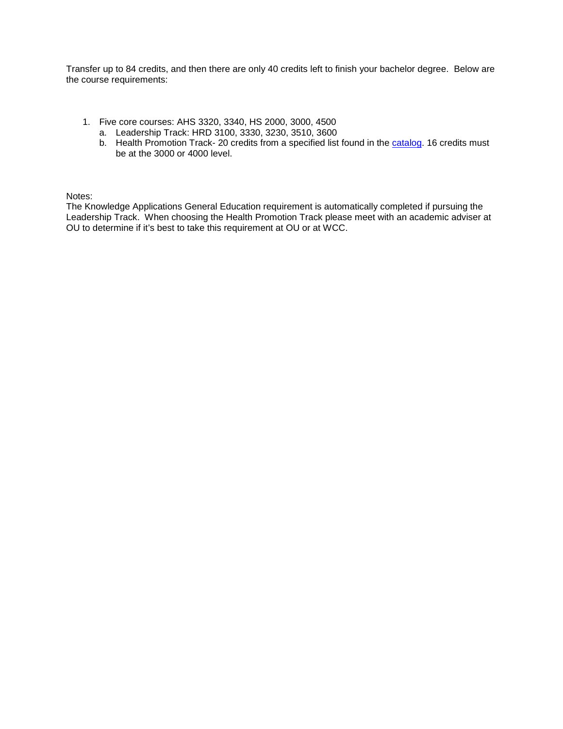Transfer up to 84 credits, and then there are only 40 credits left to finish your bachelor degree. Below are the course requirements:

1. Five core courses: AHS 3320, 3340, HS 2000, 3000, 4500
    a. Leadership Track: HRD 3100, 3330, 3230, 3510, 3600
    b. Health Promotion Track- 20 credits from a specified list found in the catalog. 16 credits must be at the 3000 or 4000 level.

Notes:
The Knowledge Applications General Education requirement is automatically completed if pursuing the Leadership Track. When choosing the Health Promotion Track please meet with an academic adviser at OU to determine if it's best to take this requirement at OU or at WCC.